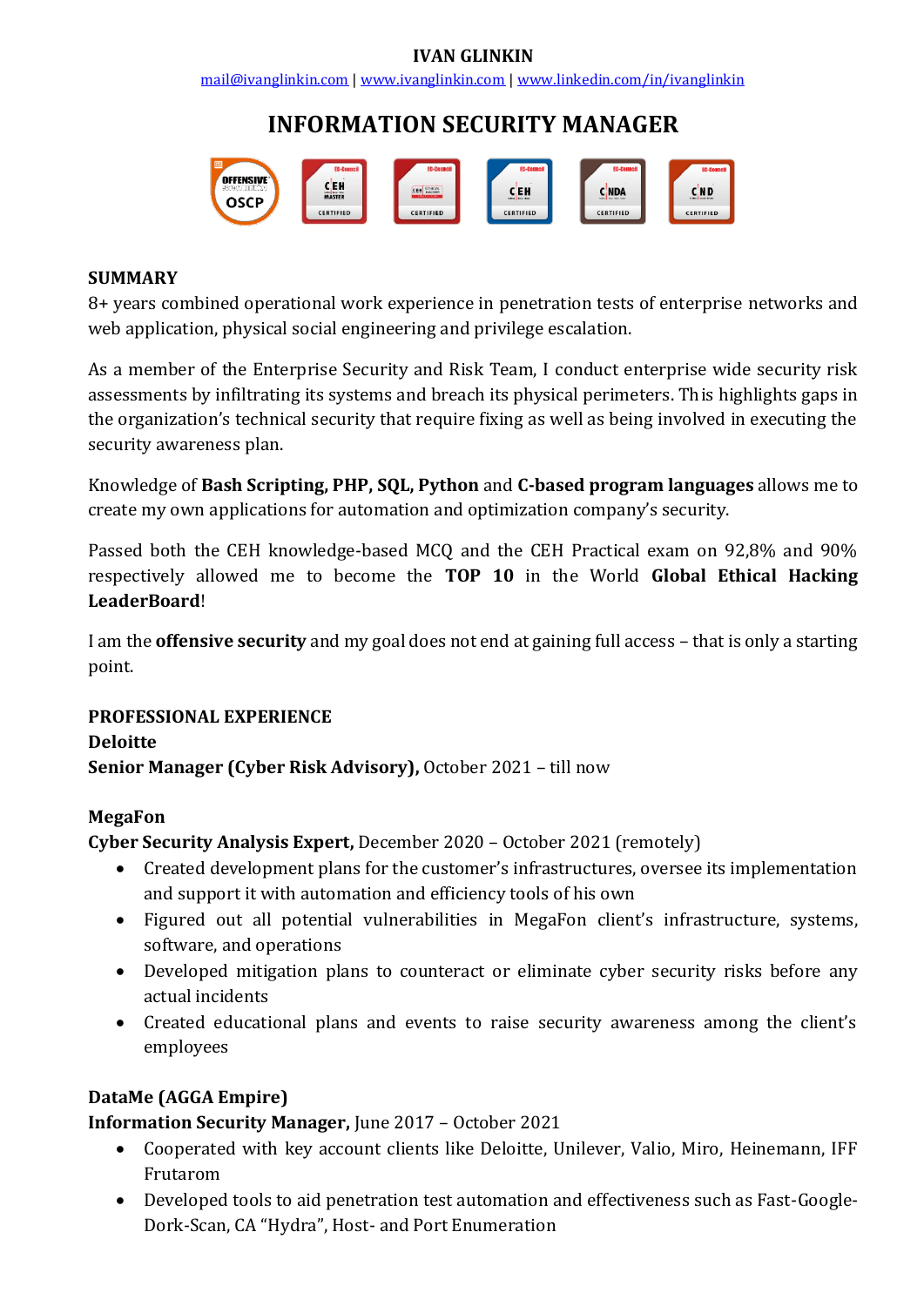# IVAN GLINKIN

mail@ivanglinkin.com | www.ivanglinkin.com | www.linkedin.com/in/ivanglinkin

## INFORMATION SECURITY MANAGER

### SUMMARY

8+ years combined operational work experience in penetration tests of enterprise networks and web application, physical social engineering and privilege escalation.

As a member of the Enterprise Security and Risk Team, I conduct enterprise wide security risk assessments by infiltrating its systems and breach its physical perimeters. This highlights gaps in the organization's technical security that require fixing as well as being involved in executing the security awareness plan.

Knowledge of **Bash Scripting**, **PHP**, **SQL**, **Python** and **C-based program languages** allows me to create my own applications for automation and optimization company's security.

Passed both the CEH knowledge-based MCQ and the CEH Practical exam on 92,8% and 90% respectively allowed me to become the **TOP 10** in the World **Global Ethical Hacking LeaderBoard**!

I am the **offensive security** and my goal does not end at gaining full access – that is only a starting point.

### PROFESSIONAL EXPERIENCE

**Deloitte**
**Senior Manager (Cyber Risk Advisory),** October 2021 – till now

**MegaFon**
**Cyber Security Analysis Expert,** December 2020 – October 2021 (remotely)

- Created development plans for the customer's infrastructures, oversee its implementation and support it with automation and efficiency tools of his own
- Figured out all potential vulnerabilities in MegaFon client's infrastructure, systems, software, and operations
- Developed mitigation plans to counteract or eliminate cyber security risks before any actual incidents
- Created educational plans and events to raise security awareness among the client's employees

**DataMe (AGGA Empire)**
**Information Security Manager,** June 2017 – October 2021

- Cooperated with key account clients like Deloitte, Unilever, Valio, Miro, Heinemann, IFF Frutarom
- Developed tools to aid penetration test automation and effectiveness such as Fast-Google-Dork-Scan, CA "Hydra", Host- and Port Enumeration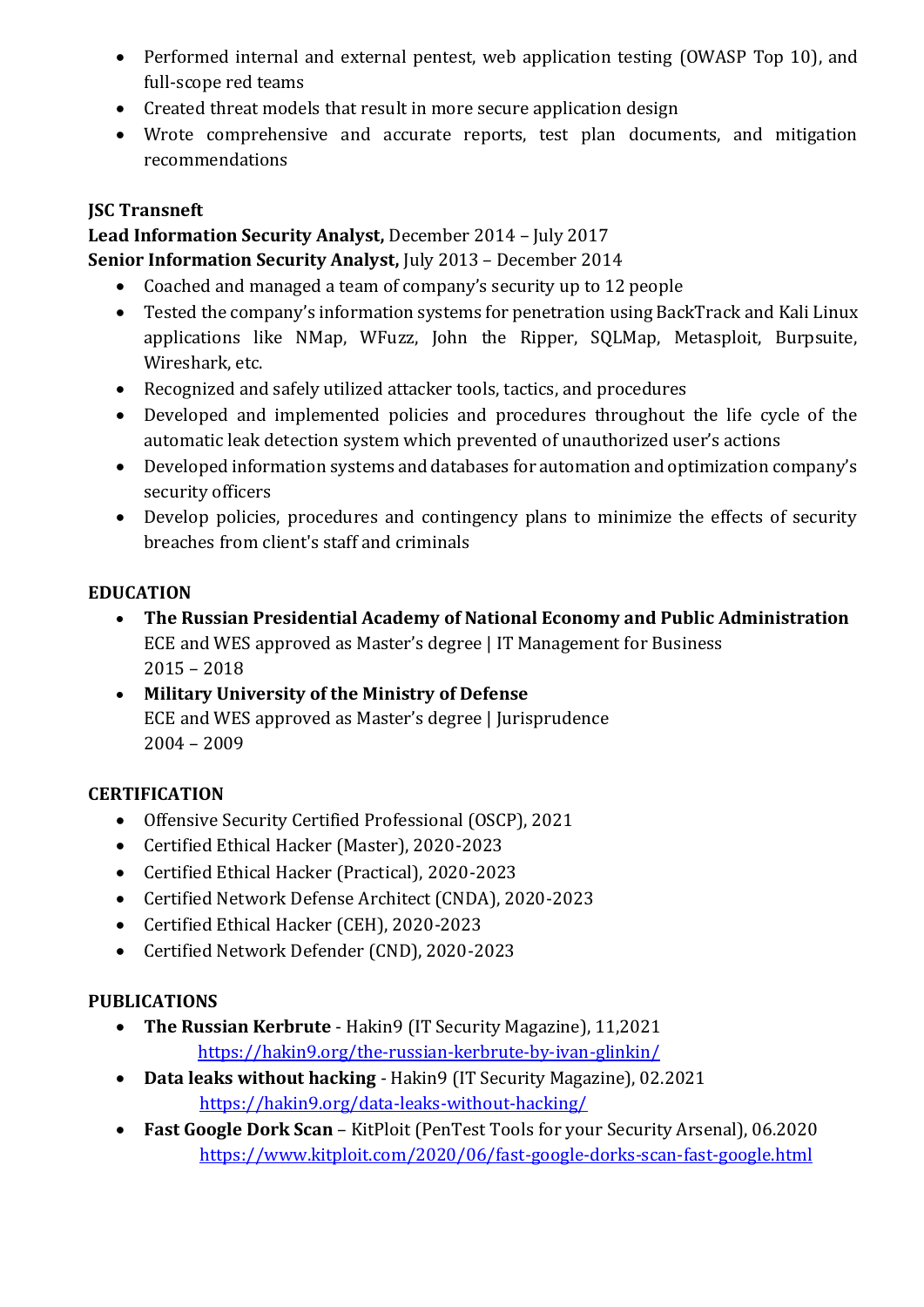- Performed internal and external pentest, web application testing (OWASP Top 10), and full-scope red teams
- Created threat models that result in more secure application design
- Wrote comprehensive and accurate reports, test plan documents, and mitigation recommendations

**JSC Transneft**
**Lead Information Security Analyst,** December 2014 – July 2017
**Senior Information Security Analyst,** July 2013 – December 2014

- Coached and managed a team of company's security up to 12 people
- Tested the company's information systems for penetration using BackTrack and Kali Linux applications like NMap, WFuzz, John the Ripper, SQLMap, Metasploit, Burpsuite, Wireshark, etc.
- Recognized and safely utilized attacker tools, tactics, and procedures
- Developed and implemented policies and procedures throughout the life cycle of the automatic leak detection system which prevented of unauthorized user's actions
- Developed information systems and databases for automation and optimization company's security officers
- Develop policies, procedures and contingency plans to minimize the effects of security breaches from client's staff and criminals

## EDUCATION

- **The Russian Presidential Academy of National Economy and Public Administration**
  ECE and WES approved as Master's degree | IT Management for Business
  2015 – 2018
- **Military University of the Ministry of Defense**
  ECE and WES approved as Master's degree | Jurisprudence
  2004 – 2009

## CERTIFICATION

- Offensive Security Certified Professional (OSCP), 2021
- Certified Ethical Hacker (Master), 2020-2023
- Certified Ethical Hacker (Practical), 2020-2023
- Certified Network Defense Architect (CNDA), 2020-2023
- Certified Ethical Hacker (CEH), 2020-2023
- Certified Network Defender (CND), 2020-2023

## PUBLICATIONS

- **The Russian Kerbrute** - Hakin9 (IT Security Magazine), 11,2021
  https://hakin9.org/the-russian-kerbrute-by-ivan-glinkin/
- **Data leaks without hacking** - Hakin9 (IT Security Magazine), 02.2021
  https://hakin9.org/data-leaks-without-hacking/
- **Fast Google Dork Scan** – KitPloit (PenTest Tools for your Security Arsenal), 06.2020
  https://www.kitploit.com/2020/06/fast-google-dorks-scan-fast-google.html